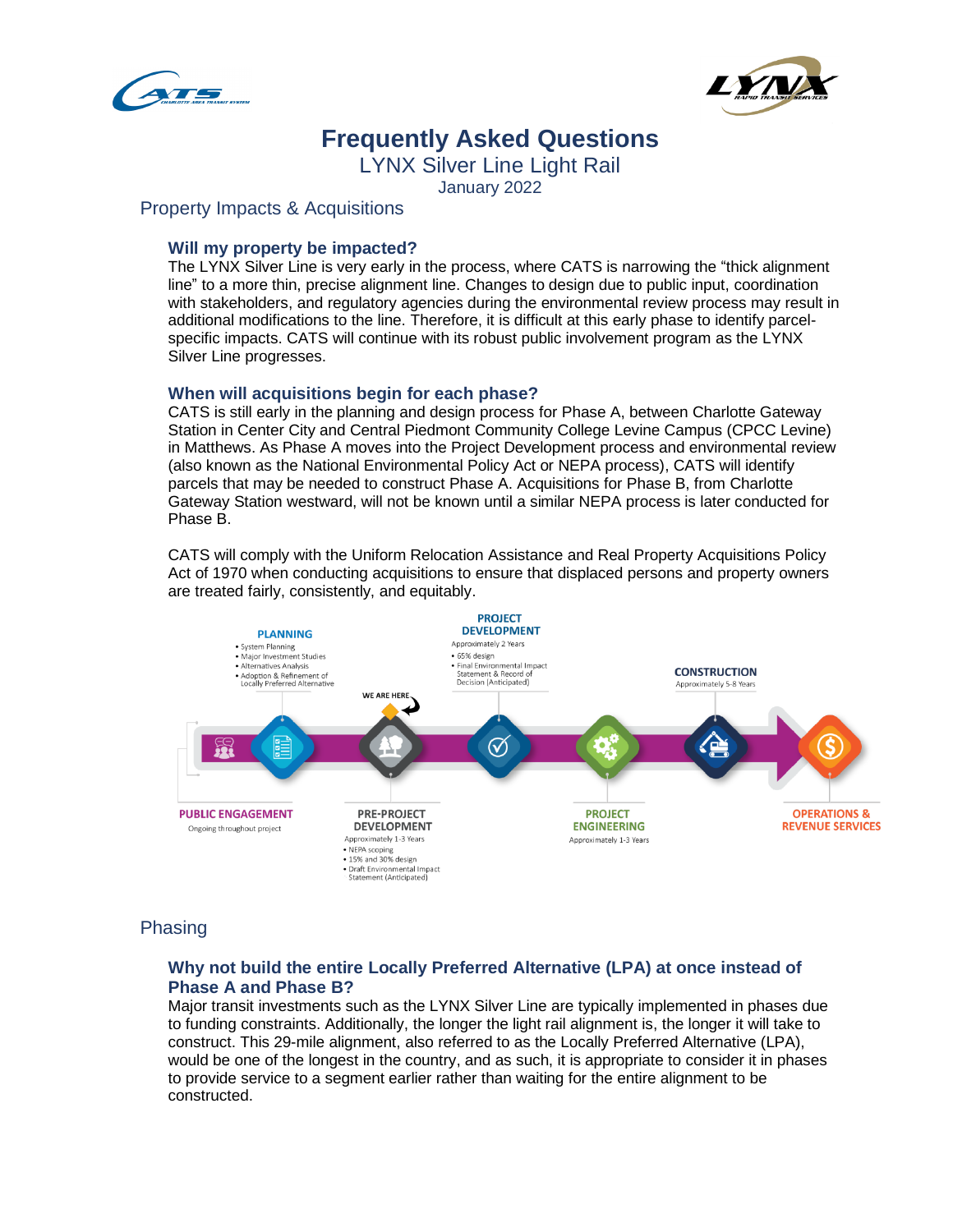# Frequently Asked Questions

LYNX Silver Line Light Rail

January 2022

## Property Impacts & Acquisitions

### Will my property be impacted?

The LYNX Silver Line is very early in the process, where CATS is narrowing the "thick alignment line" to a more thin, precise alignment line. Changes to design due to public input, coordination with stakeholders, and regulatory agencies during the environmental review process may result in additional modifications to the line. Therefore, it is difficult at this early phase to identify parcel-specific impacts. CATS will continue with its robust public involvement program as the LYNX Silver Line progresses.

### When will acquisitions begin for each phase?

CATS is still early in the planning and design process for Phase A, between Charlotte Gateway Station in Center City and Central Piedmont Community College Levine Campus (CPCC Levine) in Matthews. As Phase A moves into the Project Development process and environmental review (also known as the National Environmental Policy Act or NEPA process), CATS will identify parcels that may be needed to construct Phase A. Acquisitions for Phase B, from Charlotte Gateway Station westward, will not be known until a similar NEPA process is later conducted for Phase B.

CATS will comply with the Uniform Relocation Assistance and Real Property Acquisitions Policy Act of 1970 when conducting acquisitions to ensure that displaced persons and property owners are treated fairly, consistently, and equitably.

**PUBLIC ENGAGEMENT**
Ongoing throughout project

**PLANNING**
- System Planning
- Major Investment Studies
- Alternatives Analysis
- Adoption & Refinement of Locally Preferred Alternative

**PRE-PROJECT DEVELOPMENT** (WE ARE HERE)
Approximately 1-3 Years
- NEPA scoping
- 15% and 30% design
- Draft Environmental Impact Statement (Anticipated)

**PROJECT DEVELOPMENT**
Approximately 2 Years
- 65% design
- Final Environmental Impact Statement & Record of Decision (Anticipated)

**PROJECT ENGINEERING**
Approximately 1-3 Years

**CONSTRUCTION**
Approximately 5-8 Years

**OPERATIONS & REVENUE SERVICES**

## Phasing

### Why not build the entire Locally Preferred Alternative (LPA) at once instead of Phase A and Phase B?

Major transit investments such as the LYNX Silver Line are typically implemented in phases due to funding constraints. Additionally, the longer the light rail alignment is, the longer it will take to construct. This 29-mile alignment, also referred to as the Locally Preferred Alternative (LPA), would be one of the longest in the country, and as such, it is appropriate to consider it in phases to provide service to a segment earlier rather than waiting for the entire alignment to be constructed.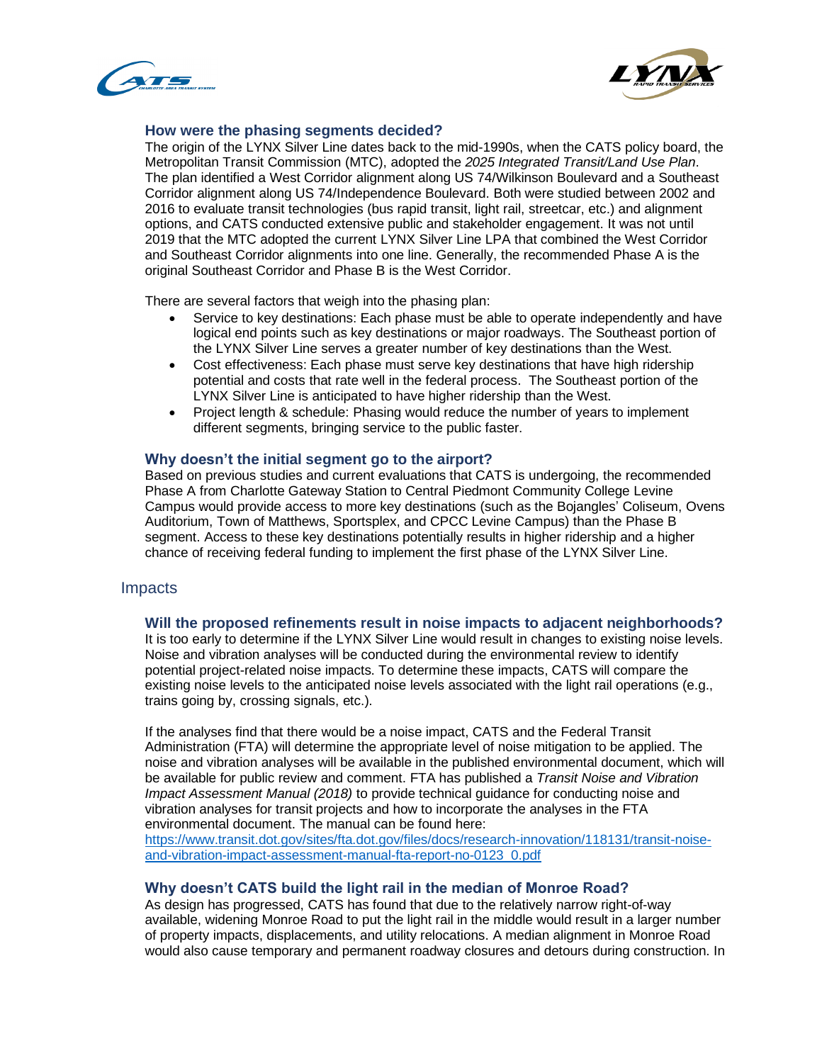### How were the phasing segments decided?

The origin of the LYNX Silver Line dates back to the mid-1990s, when the CATS policy board, the Metropolitan Transit Commission (MTC), adopted the *2025 Integrated Transit/Land Use Plan*. The plan identified a West Corridor alignment along US 74/Wilkinson Boulevard and a Southeast Corridor alignment along US 74/Independence Boulevard. Both were studied between 2002 and 2016 to evaluate transit technologies (bus rapid transit, light rail, streetcar, etc.) and alignment options, and CATS conducted extensive public and stakeholder engagement. It was not until 2019 that the MTC adopted the current LYNX Silver Line LPA that combined the West Corridor and Southeast Corridor alignments into one line. Generally, the recommended Phase A is the original Southeast Corridor and Phase B is the West Corridor.

There are several factors that weigh into the phasing plan:

- Service to key destinations: Each phase must be able to operate independently and have logical end points such as key destinations or major roadways. The Southeast portion of the LYNX Silver Line serves a greater number of key destinations than the West.
- Cost effectiveness: Each phase must serve key destinations that have high ridership potential and costs that rate well in the federal process. The Southeast portion of the LYNX Silver Line is anticipated to have higher ridership than the West.
- Project length & schedule: Phasing would reduce the number of years to implement different segments, bringing service to the public faster.

### Why doesn't the initial segment go to the airport?

Based on previous studies and current evaluations that CATS is undergoing, the recommended Phase A from Charlotte Gateway Station to Central Piedmont Community College Levine Campus would provide access to more key destinations (such as the Bojangles' Coliseum, Ovens Auditorium, Town of Matthews, Sportsplex, and CPCC Levine Campus) than the Phase B segment. Access to these key destinations potentially results in higher ridership and a higher chance of receiving federal funding to implement the first phase of the LYNX Silver Line.

## Impacts

### Will the proposed refinements result in noise impacts to adjacent neighborhoods?

It is too early to determine if the LYNX Silver Line would result in changes to existing noise levels. Noise and vibration analyses will be conducted during the environmental review to identify potential project-related noise impacts. To determine these impacts, CATS will compare the existing noise levels to the anticipated noise levels associated with the light rail operations (e.g., trains going by, crossing signals, etc.).

If the analyses find that there would be a noise impact, CATS and the Federal Transit Administration (FTA) will determine the appropriate level of noise mitigation to be applied. The noise and vibration analyses will be available in the published environmental document, which will be available for public review and comment. FTA has published a *Transit Noise and Vibration Impact Assessment Manual (2018)* to provide technical guidance for conducting noise and vibration analyses for transit projects and how to incorporate the analyses in the FTA environmental document. The manual can be found here: [https://www.transit.dot.gov/sites/fta.dot.gov/files/docs/research-innovation/118131/transit-noise-and-vibration-impact-assessment-manual-fta-report-no-0123_0.pdf](https://www.transit.dot.gov/sites/fta.dot.gov/files/docs/research-innovation/118131/transit-noise-and-vibration-impact-assessment-manual-fta-report-no-0123_0.pdf)

### Why doesn't CATS build the light rail in the median of Monroe Road?

As design has progressed, CATS has found that due to the relatively narrow right-of-way available, widening Monroe Road to put the light rail in the middle would result in a larger number of property impacts, displacements, and utility relocations. A median alignment in Monroe Road would also cause temporary and permanent roadway closures and detours during construction. In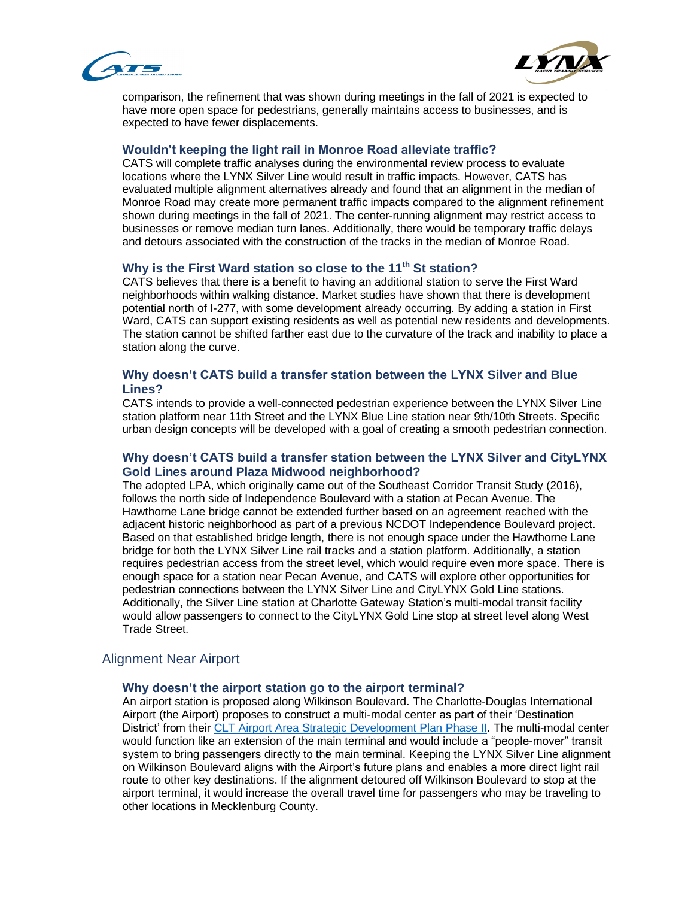comparison, the refinement that was shown during meetings in the fall of 2021 is expected to have more open space for pedestrians, generally maintains access to businesses, and is expected to have fewer displacements.

### Wouldn't keeping the light rail in Monroe Road alleviate traffic?

CATS will complete traffic analyses during the environmental review process to evaluate locations where the LYNX Silver Line would result in traffic impacts. However, CATS has evaluated multiple alignment alternatives already and found that an alignment in the median of Monroe Road may create more permanent traffic impacts compared to the alignment refinement shown during meetings in the fall of 2021. The center-running alignment may restrict access to businesses or remove median turn lanes. Additionally, there would be temporary traffic delays and detours associated with the construction of the tracks in the median of Monroe Road.

### Why is the First Ward station so close to the 11th St station?

CATS believes that there is a benefit to having an additional station to serve the First Ward neighborhoods within walking distance. Market studies have shown that there is development potential north of I-277, with some development already occurring. By adding a station in First Ward, CATS can support existing residents as well as potential new residents and developments. The station cannot be shifted farther east due to the curvature of the track and inability to place a station along the curve.

### Why doesn't CATS build a transfer station between the LYNX Silver and Blue Lines?

CATS intends to provide a well-connected pedestrian experience between the LYNX Silver Line station platform near 11th Street and the LYNX Blue Line station near 9th/10th Streets. Specific urban design concepts will be developed with a goal of creating a smooth pedestrian connection.

### Why doesn't CATS build a transfer station between the LYNX Silver and CityLYNX Gold Lines around Plaza Midwood neighborhood?

The adopted LPA, which originally came out of the Southeast Corridor Transit Study (2016), follows the north side of Independence Boulevard with a station at Pecan Avenue. The Hawthorne Lane bridge cannot be extended further based on an agreement reached with the adjacent historic neighborhood as part of a previous NCDOT Independence Boulevard project. Based on that established bridge length, there is not enough space under the Hawthorne Lane bridge for both the LYNX Silver Line rail tracks and a station platform. Additionally, a station requires pedestrian access from the street level, which would require even more space. There is enough space for a station near Pecan Avenue, and CATS will explore other opportunities for pedestrian connections between the LYNX Silver Line and CityLYNX Gold Line stations. Additionally, the Silver Line station at Charlotte Gateway Station's multi-modal transit facility would allow passengers to connect to the CityLYNX Gold Line stop at street level along West Trade Street.

## Alignment Near Airport

### Why doesn't the airport station go to the airport terminal?

An airport station is proposed along Wilkinson Boulevard. The Charlotte-Douglas International Airport (the Airport) proposes to construct a multi-modal center as part of their 'Destination District' from their CLT Airport Area Strategic Development Plan Phase II. The multi-modal center would function like an extension of the main terminal and would include a "people-mover" transit system to bring passengers directly to the main terminal. Keeping the LYNX Silver Line alignment on Wilkinson Boulevard aligns with the Airport's future plans and enables a more direct light rail route to other key destinations. If the alignment detoured off Wilkinson Boulevard to stop at the airport terminal, it would increase the overall travel time for passengers who may be traveling to other locations in Mecklenburg County.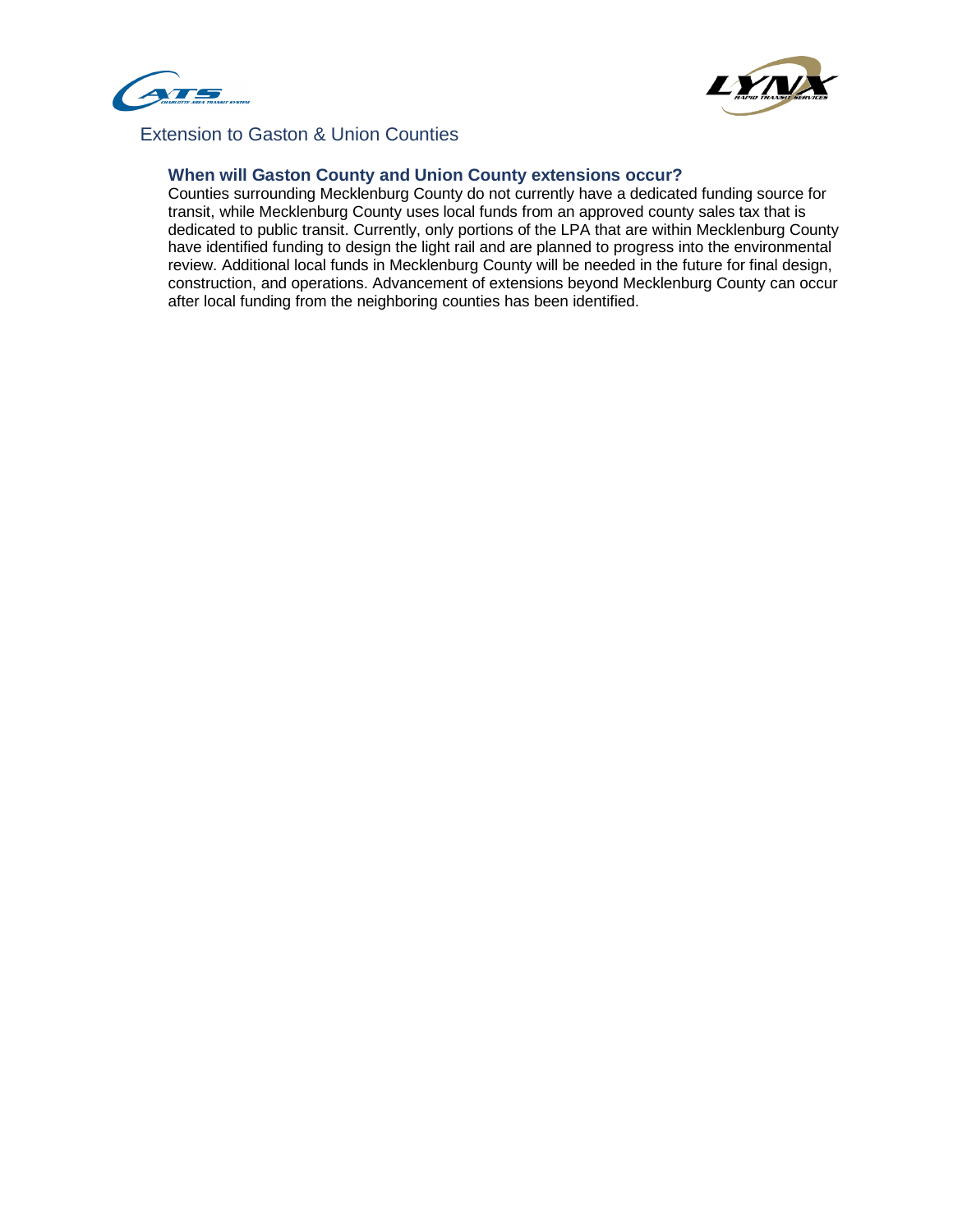## Extension to Gaston & Union Counties

### When will Gaston County and Union County extensions occur?

Counties surrounding Mecklenburg County do not currently have a dedicated funding source for transit, while Mecklenburg County uses local funds from an approved county sales tax that is dedicated to public transit. Currently, only portions of the LPA that are within Mecklenburg County have identified funding to design the light rail and are planned to progress into the environmental review. Additional local funds in Mecklenburg County will be needed in the future for final design, construction, and operations. Advancement of extensions beyond Mecklenburg County can occur after local funding from the neighboring counties has been identified.